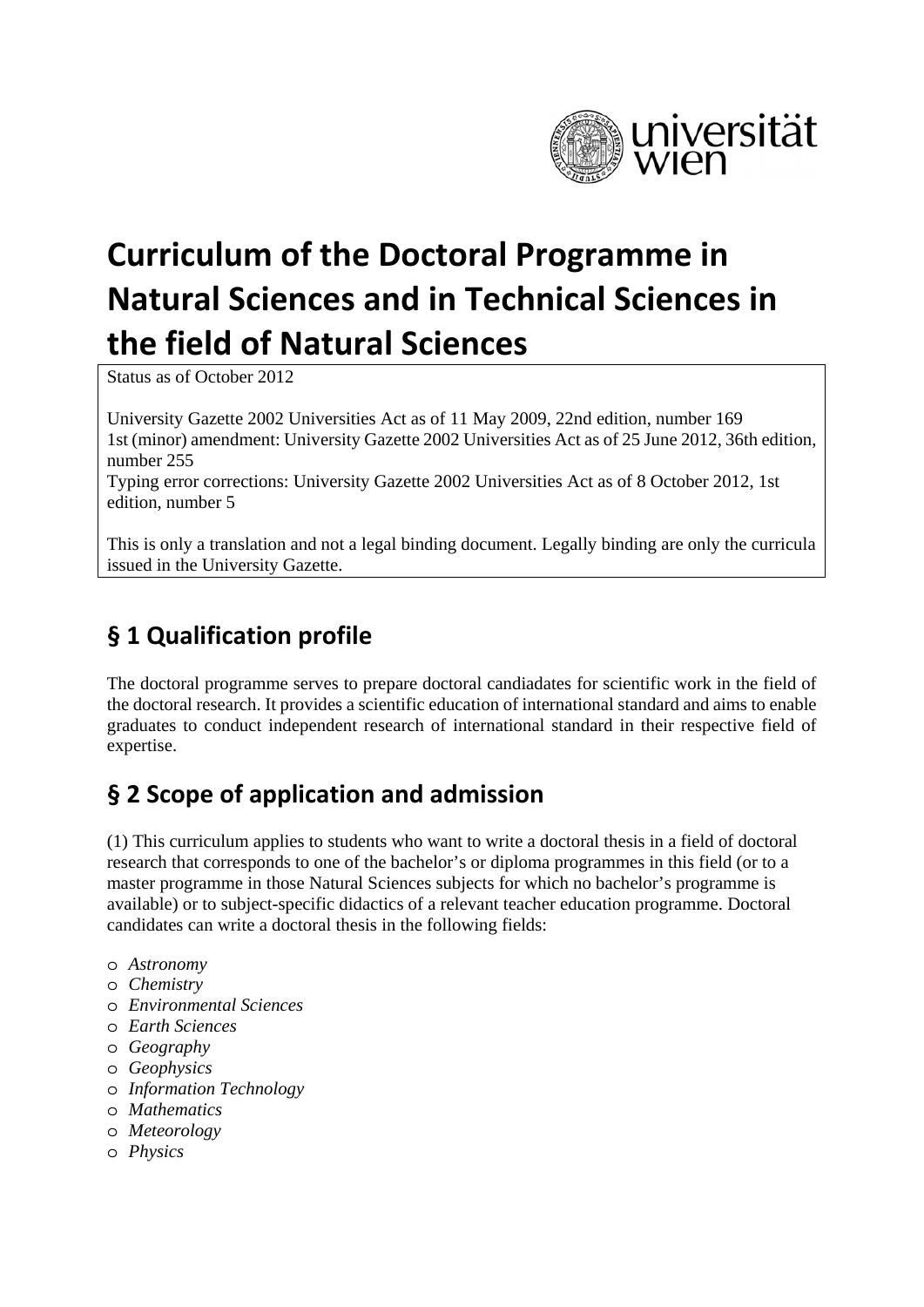# Curriculum of the Doctoral Programme in Natural Sciences and in Technical Sciences in the field of Natural Sciences

Status as of October 2012

University Gazette 2002 Universities Act as of 11 May 2009, 22nd edition, number 169
1st (minor) amendment: University Gazette 2002 Universities Act as of 25 June 2012, 36th edition, number 255
Typing error corrections: University Gazette 2002 Universities Act as of 8 October 2012, 1st edition, number 5

This is only a translation and not a legal binding document. Legally binding are only the curricula issued in the University Gazette.

## § 1 Qualification profile

The doctoral programme serves to prepare doctoral candiadates for scientific work in the field of the doctoral research. It provides a scientific education of international standard and aims to enable graduates to conduct independent research of international standard in their respective field of expertise.

## § 2 Scope of application and admission

(1) This curriculum applies to students who want to write a doctoral thesis in a field of doctoral research that corresponds to one of the bachelor's or diploma programmes in this field (or to a master programme in those Natural Sciences subjects for which no bachelor's programme is available) or to subject-specific didactics of a relevant teacher education programme. Doctoral candidates can write a doctoral thesis in the following fields:

- *Astronomy*
- *Chemistry*
- *Environmental Sciences*
- *Earth Sciences*
- *Geography*
- *Geophysics*
- *Information Technology*
- *Mathematics*
- *Meteorology*
- *Physics*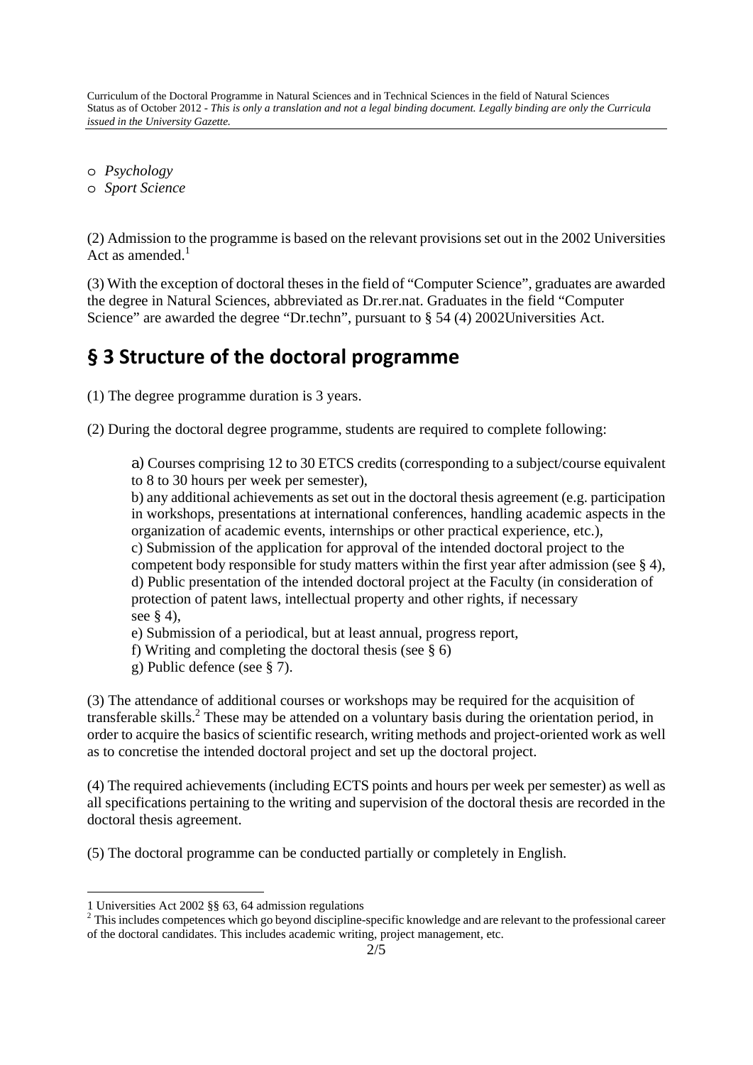- *Psychology*
- *Sport Science*

(2) Admission to the programme is based on the relevant provisions set out in the 2002 Universities Act as amended.[1]

(3) With the exception of doctoral theses in the field of "Computer Science", graduates are awarded the degree in Natural Sciences, abbreviated as Dr.rer.nat. Graduates in the field "Computer Science" are awarded the degree "Dr.techn", pursuant to § 54 (4) 2002Universities Act.

## § 3 Structure of the doctoral programme

(1) The degree programme duration is 3 years.

(2) During the doctoral degree programme, students are required to complete following:

a) Courses comprising 12 to 30 ETCS credits (corresponding to a subject/course equivalent to 8 to 30 hours per week per semester),
b) any additional achievements as set out in the doctoral thesis agreement (e.g. participation in workshops, presentations at international conferences, handling academic aspects in the organization of academic events, internships or other practical experience, etc.),
c) Submission of the application for approval of the intended doctoral project to the competent body responsible for study matters within the first year after admission (see § 4),
d) Public presentation of the intended doctoral project at the Faculty (in consideration of protection of patent laws, intellectual property and other rights, if necessary see § 4),
e) Submission of a periodical, but at least annual, progress report,
f) Writing and completing the doctoral thesis (see § 6)
g) Public defence (see § 7).

(3) The attendance of additional courses or workshops may be required for the acquisition of transferable skills.[2] These may be attended on a voluntary basis during the orientation period, in order to acquire the basics of scientific research, writing methods and project-oriented work as well as to concretise the intended doctoral project and set up the doctoral project.

(4) The required achievements (including ECTS points and hours per week per semester) as well as all specifications pertaining to the writing and supervision of the doctoral thesis are recorded in the doctoral thesis agreement.

(5) The doctoral programme can be conducted partially or completely in English.

---

1 Universities Act 2002 §§ 63, 64 admission regulations

2 This includes competences which go beyond discipline-specific knowledge and are relevant to the professional career of the doctoral candidates. This includes academic writing, project management, etc.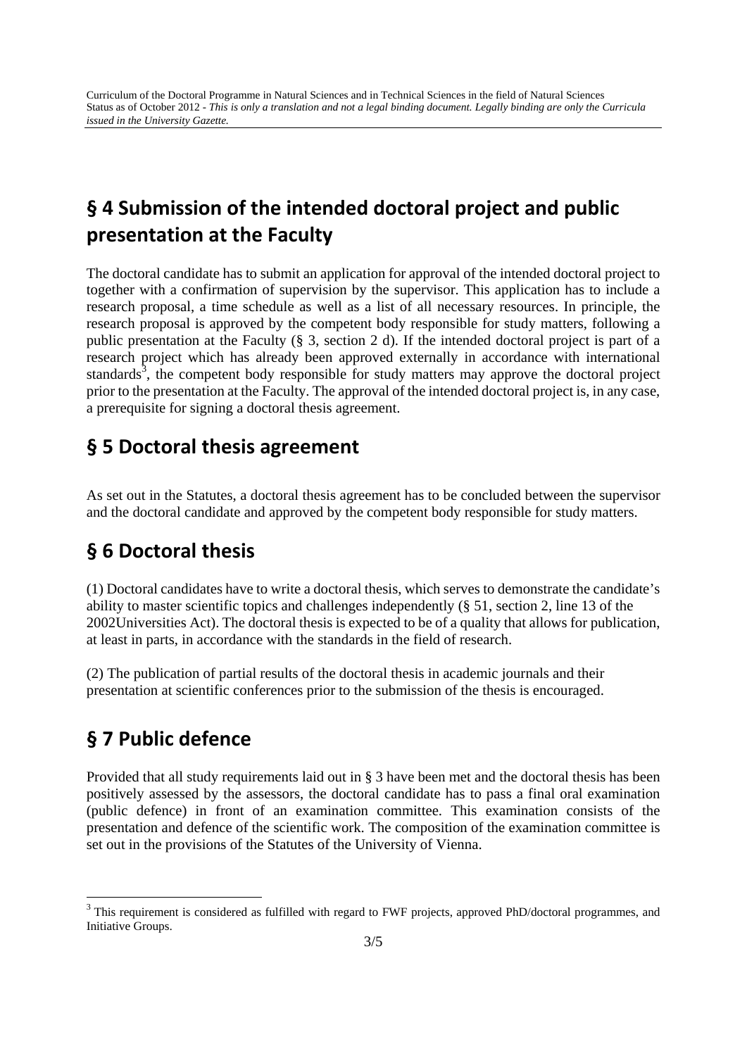## § 4 Submission of the intended doctoral project and public presentation at the Faculty

The doctoral candidate has to submit an application for approval of the intended doctoral project to together with a confirmation of supervision by the supervisor. This application has to include a research proposal, a time schedule as well as a list of all necessary resources. In principle, the research proposal is approved by the competent body responsible for study matters, following a public presentation at the Faculty (§ 3, section 2 d). If the intended doctoral project is part of a research project which has already been approved externally in accordance with international standards[3], the competent body responsible for study matters may approve the doctoral project prior to the presentation at the Faculty. The approval of the intended doctoral project is, in any case, a prerequisite for signing a doctoral thesis agreement.

## § 5 Doctoral thesis agreement

As set out in the Statutes, a doctoral thesis agreement has to be concluded between the supervisor and the doctoral candidate and approved by the competent body responsible for study matters.

## § 6 Doctoral thesis

(1) Doctoral candidates have to write a doctoral thesis, which serves to demonstrate the candidate's ability to master scientific topics and challenges independently (§ 51, section 2, line 13 of the 2002Universities Act). The doctoral thesis is expected to be of a quality that allows for publication, at least in parts, in accordance with the standards in the field of research.

(2) The publication of partial results of the doctoral thesis in academic journals and their presentation at scientific conferences prior to the submission of the thesis is encouraged.

## § 7 Public defence

Provided that all study requirements laid out in § 3 have been met and the doctoral thesis has been positively assessed by the assessors, the doctoral candidate has to pass a final oral examination (public defence) in front of an examination committee. This examination consists of the presentation and defence of the scientific work. The composition of the examination committee is set out in the provisions of the Statutes of the University of Vienna.

---

[3] This requirement is considered as fulfilled with regard to FWF projects, approved PhD/doctoral programmes, and Initiative Groups.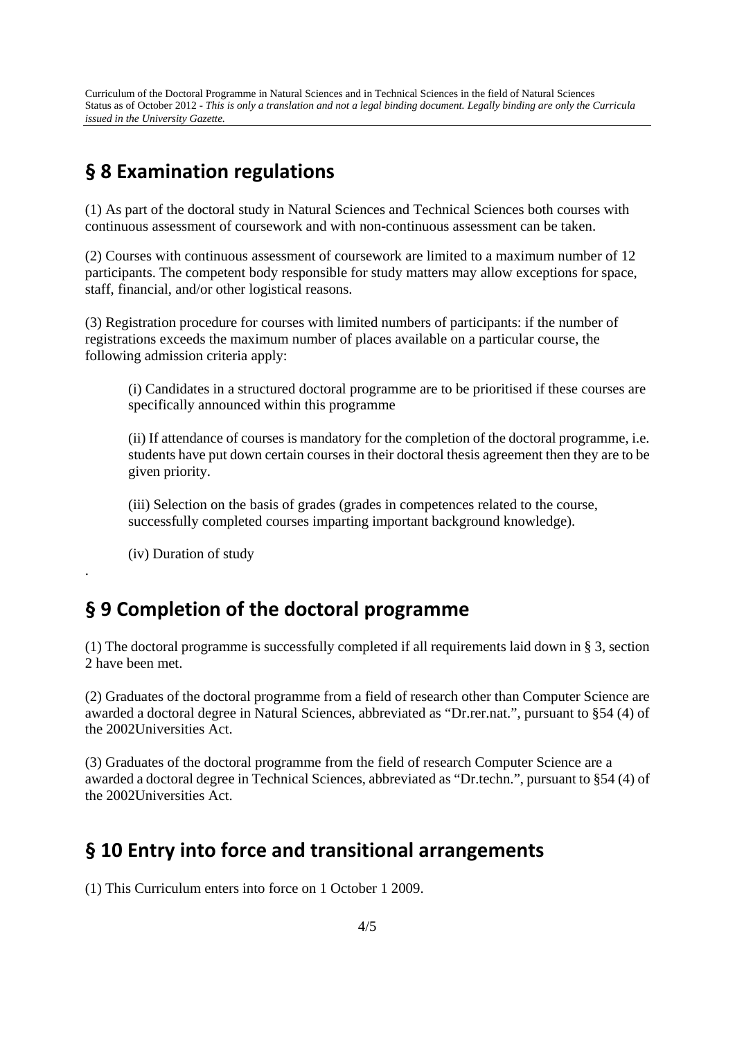## § 8 Examination regulations

(1) As part of the doctoral study in Natural Sciences and Technical Sciences both courses with continuous assessment of coursework and with non-continuous assessment can be taken.

(2) Courses with continuous assessment of coursework are limited to a maximum number of 12 participants. The competent body responsible for study matters may allow exceptions for space, staff, financial, and/or other logistical reasons.

(3) Registration procedure for courses with limited numbers of participants: if the number of registrations exceeds the maximum number of places available on a particular course, the following admission criteria apply:

(i) Candidates in a structured doctoral programme are to be prioritised if these courses are specifically announced within this programme

(ii) If attendance of courses is mandatory for the completion of the doctoral programme, i.e. students have put down certain courses in their doctoral thesis agreement then they are to be given priority.

(iii) Selection on the basis of grades (grades in competences related to the course, successfully completed courses imparting important background knowledge).

(iv) Duration of study

.

## § 9 Completion of the doctoral programme

(1) The doctoral programme is successfully completed if all requirements laid down in § 3, section 2 have been met.

(2) Graduates of the doctoral programme from a field of research other than Computer Science are awarded a doctoral degree in Natural Sciences, abbreviated as "Dr.rer.nat.", pursuant to §54 (4) of the 2002Universities Act.

(3) Graduates of the doctoral programme from the field of research Computer Science are a awarded a doctoral degree in Technical Sciences, abbreviated as "Dr.techn.", pursuant to §54 (4) of the 2002Universities Act.

## § 10 Entry into force and transitional arrangements

(1) This Curriculum enters into force on 1 October 1 2009.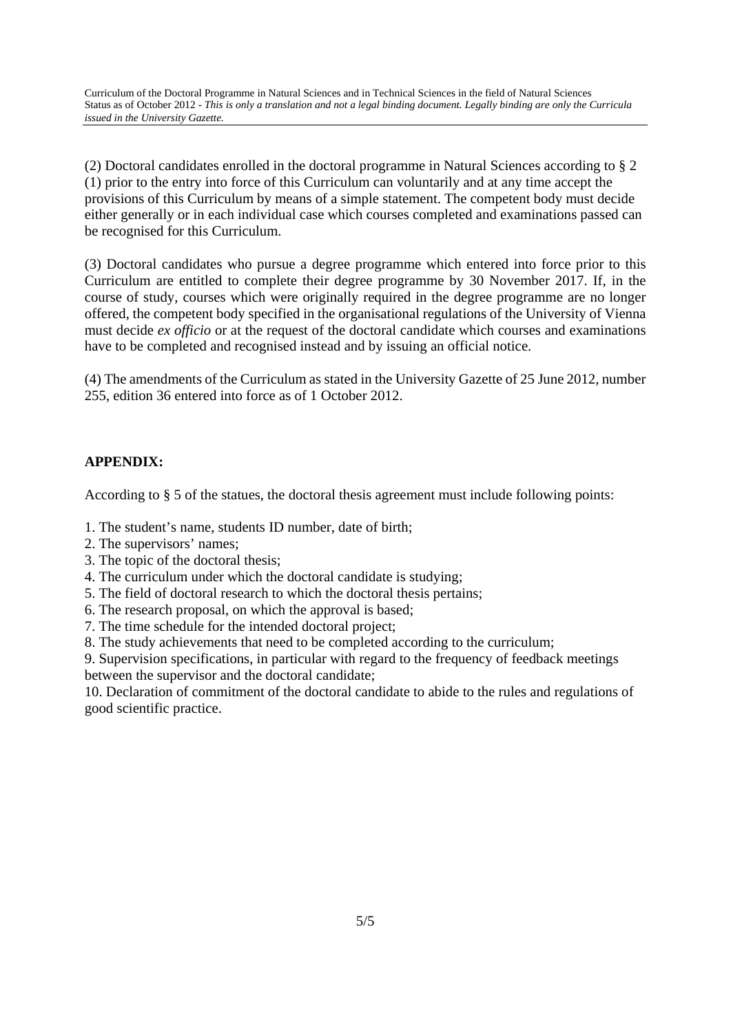(2) Doctoral candidates enrolled in the doctoral programme in Natural Sciences according to § 2 (1) prior to the entry into force of this Curriculum can voluntarily and at any time accept the provisions of this Curriculum by means of a simple statement. The competent body must decide either generally or in each individual case which courses completed and examinations passed can be recognised for this Curriculum.

(3) Doctoral candidates who pursue a degree programme which entered into force prior to this Curriculum are entitled to complete their degree programme by 30 November 2017. If, in the course of study, courses which were originally required in the degree programme are no longer offered, the competent body specified in the organisational regulations of the University of Vienna must decide *ex officio* or at the request of the doctoral candidate which courses and examinations have to be completed and recognised instead and by issuing an official notice.

(4) The amendments of the Curriculum as stated in the University Gazette of 25 June 2012, number 255, edition 36 entered into force as of 1 October 2012.

## APPENDIX:

According to § 5 of the statues, the doctoral thesis agreement must include following points:

1. The student's name, students ID number, date of birth;
2. The supervisors' names;
3. The topic of the doctoral thesis;
4. The curriculum under which the doctoral candidate is studying;
5. The field of doctoral research to which the doctoral thesis pertains;
6. The research proposal, on which the approval is based;
7. The time schedule for the intended doctoral project;
8. The study achievements that need to be completed according to the curriculum;
9. Supervision specifications, in particular with regard to the frequency of feedback meetings between the supervisor and the doctoral candidate;
10. Declaration of commitment of the doctoral candidate to abide to the rules and regulations of good scientific practice.